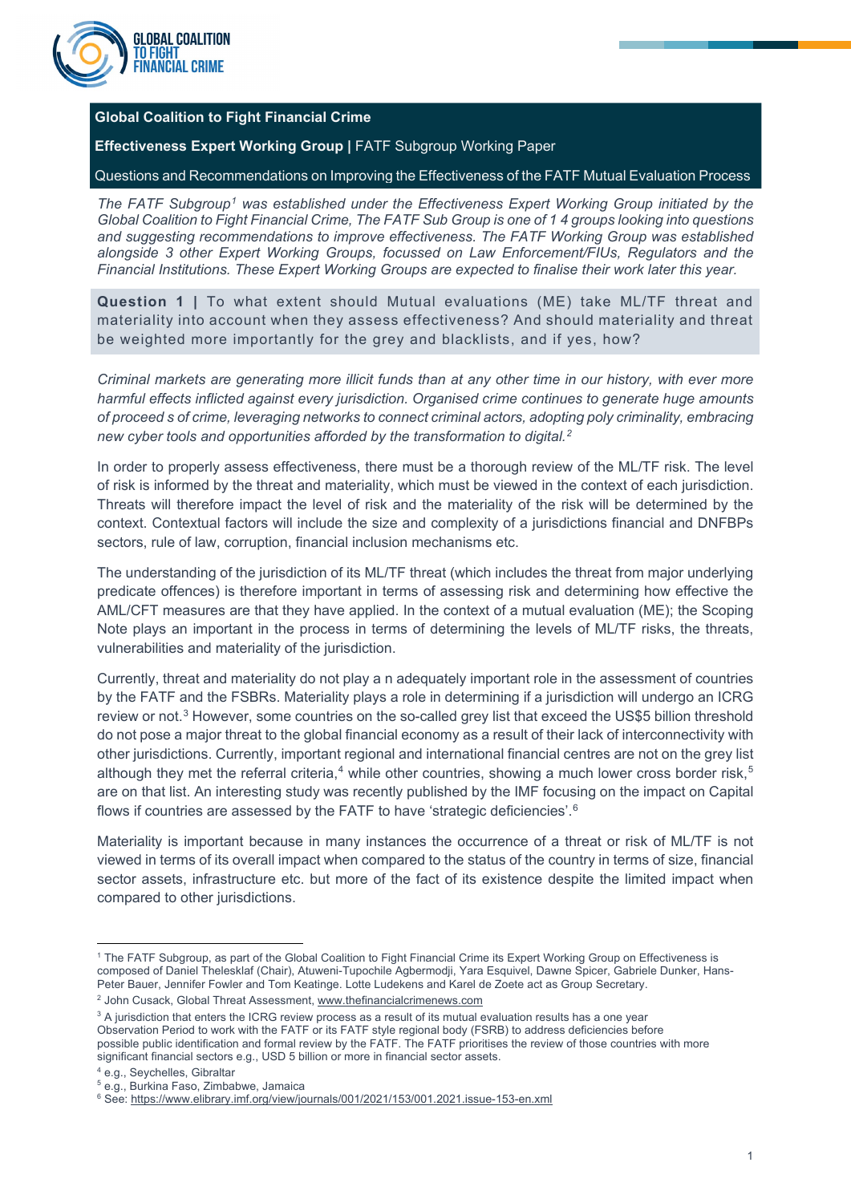**Global Coalition to Fight Financial Crime**

**Effectiveness Expert Working Group |** FATF Subgroup Working Paper

Questions and Recommendations on Improving the Effectiveness of the FATF Mutual Evaluation Process

*The FATF Subgroup[1] was established under the Effectiveness Expert Working Group initiated by the Global Coalition to Fight Financial Crime, The FATF Sub Group is one of 1 4 groups looking into questions and suggesting recommendations to improve effectiveness. The FATF Working Group was established alongside 3 other Expert Working Groups, focussed on Law Enforcement/FIUs, Regulators and the Financial Institutions. These Expert Working Groups are expected to finalise their work later this year.*

**Question 1 |** To what extent should Mutual evaluations (ME) take ML/TF threat and materiality into account when they assess effectiveness? And should materiality and threat be weighted more importantly for the grey and blacklists, and if yes, how?

*Criminal markets are generating more illicit funds than at any other time in our history, with ever more harmful effects inflicted against every jurisdiction. Organised crime continues to generate huge amounts of proceed s of crime, leveraging networks to connect criminal actors, adopting poly criminality, embracing new cyber tools and opportunities afforded by the transformation to digital.[2]*

In order to properly assess effectiveness, there must be a thorough review of the ML/TF risk. The level of risk is informed by the threat and materiality, which must be viewed in the context of each jurisdiction. Threats will therefore impact the level of risk and the materiality of the risk will be determined by the context. Contextual factors will include the size and complexity of a jurisdictions financial and DNFBPs sectors, rule of law, corruption, financial inclusion mechanisms etc.

The understanding of the jurisdiction of its ML/TF threat (which includes the threat from major underlying predicate offences) is therefore important in terms of assessing risk and determining how effective the AML/CFT measures are that they have applied. In the context of a mutual evaluation (ME); the Scoping Note plays an important in the process in terms of determining the levels of ML/TF risks, the threats, vulnerabilities and materiality of the jurisdiction.

Currently, threat and materiality do not play a n adequately important role in the assessment of countries by the FATF and the FSBRs. Materiality plays a role in determining if a jurisdiction will undergo an ICRG review or not.[3] However, some countries on the so-called grey list that exceed the US$5 billion threshold do not pose a major threat to the global financial economy as a result of their lack of interconnectivity with other jurisdictions. Currently, important regional and international financial centres are not on the grey list although they met the referral criteria,[4] while other countries, showing a much lower cross border risk,[5] are on that list. An interesting study was recently published by the IMF focusing on the impact on Capital flows if countries are assessed by the FATF to have 'strategic deficiencies'.[6]

Materiality is important because in many instances the occurrence of a threat or risk of ML/TF is not viewed in terms of its overall impact when compared to the status of the country in terms of size, financial sector assets, infrastructure etc. but more of the fact of its existence despite the limited impact when compared to other jurisdictions.

---

[1] The FATF Subgroup, as part of the Global Coalition to Fight Financial Crime its Expert Working Group on Effectiveness is composed of Daniel Thelesklaf (Chair), Atuweni-Tupochile Agbermodji, Yara Esquivel, Dawne Spicer, Gabriele Dunker, Hans-Peter Bauer, Jennifer Fowler and Tom Keatinge. Lotte Ludekens and Karel de Zoete act as Group Secretary.

[2] John Cusack, Global Threat Assessment, www.thefinancialcrimenews.com

[3] A jurisdiction that enters the ICRG review process as a result of its mutual evaluation results has a one year Observation Period to work with the FATF or its FATF style regional body (FSRB) to address deficiencies before possible public identification and formal review by the FATF. The FATF prioritises the review of those countries with more significant financial sectors e.g., USD 5 billion or more in financial sector assets.

[4] e.g., Seychelles, Gibraltar

[5] e.g., Burkina Faso, Zimbabwe, Jamaica

[6] See: https://www.elibrary.imf.org/view/journals/001/2021/153/001.2021.issue-153-en.xml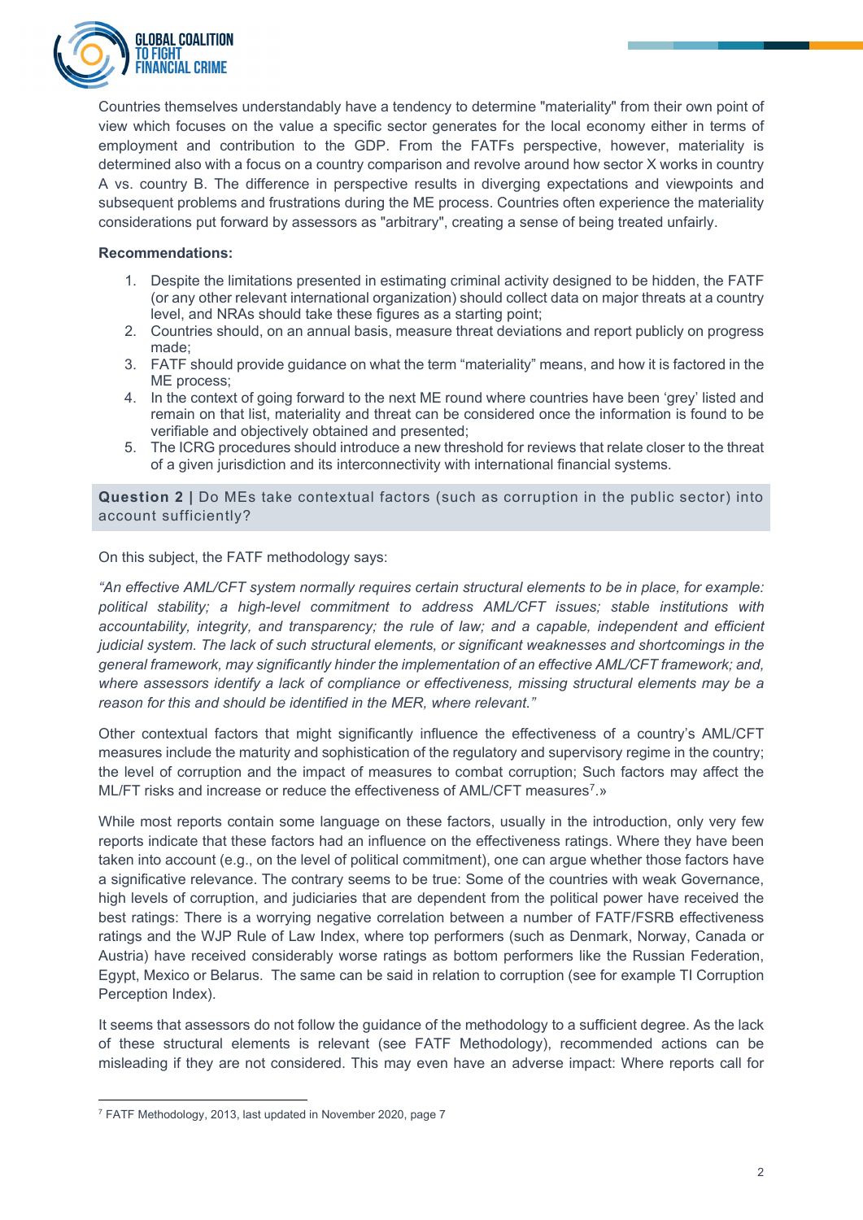Countries themselves understandably have a tendency to determine "materiality" from their own point of view which focuses on the value a specific sector generates for the local economy either in terms of employment and contribution to the GDP. From the FATFs perspective, however, materiality is determined also with a focus on a country comparison and revolve around how sector X works in country A vs. country B. The difference in perspective results in diverging expectations and viewpoints and subsequent problems and frustrations during the ME process. Countries often experience the materiality considerations put forward by assessors as "arbitrary", creating a sense of being treated unfairly.

**Recommendations:**

1. Despite the limitations presented in estimating criminal activity designed to be hidden, the FATF (or any other relevant international organization) should collect data on major threats at a country level, and NRAs should take these figures as a starting point;
2. Countries should, on an annual basis, measure threat deviations and report publicly on progress made;
3. FATF should provide guidance on what the term "materiality" means, and how it is factored in the ME process;
4. In the context of going forward to the next ME round where countries have been 'grey' listed and remain on that list, materiality and threat can be considered once the information is found to be verifiable and objectively obtained and presented;
5. The ICRG procedures should introduce a new threshold for reviews that relate closer to the threat of a given jurisdiction and its interconnectivity with international financial systems.

**Question 2 |** Do MEs take contextual factors (such as corruption in the public sector) into account sufficiently?

On this subject, the FATF methodology says:

*"An effective AML/CFT system normally requires certain structural elements to be in place, for example: political stability; a high-level commitment to address AML/CFT issues; stable institutions with accountability, integrity, and transparency; the rule of law; and a capable, independent and efficient judicial system. The lack of such structural elements, or significant weaknesses and shortcomings in the general framework, may significantly hinder the implementation of an effective AML/CFT framework; and, where assessors identify a lack of compliance or effectiveness, missing structural elements may be a reason for this and should be identified in the MER, where relevant."*

Other contextual factors that might significantly influence the effectiveness of a country's AML/CFT measures include the maturity and sophistication of the regulatory and supervisory regime in the country; the level of corruption and the impact of measures to combat corruption; Such factors may affect the ML/FT risks and increase or reduce the effectiveness of AML/CFT measures[7].»

While most reports contain some language on these factors, usually in the introduction, only very few reports indicate that these factors had an influence on the effectiveness ratings. Where they have been taken into account (e.g., on the level of political commitment), one can argue whether those factors have a significative relevance. The contrary seems to be true: Some of the countries with weak Governance, high levels of corruption, and judiciaries that are dependent from the political power have received the best ratings: There is a worrying negative correlation between a number of FATF/FSRB effectiveness ratings and the WJP Rule of Law Index, where top performers (such as Denmark, Norway, Canada or Austria) have received considerably worse ratings as bottom performers like the Russian Federation, Egypt, Mexico or Belarus. The same can be said in relation to corruption (see for example TI Corruption Perception Index).

It seems that assessors do not follow the guidance of the methodology to a sufficient degree. As the lack of these structural elements is relevant (see FATF Methodology), recommended actions can be misleading if they are not considered. This may even have an adverse impact: Where reports call for

[7] FATF Methodology, 2013, last updated in November 2020, page 7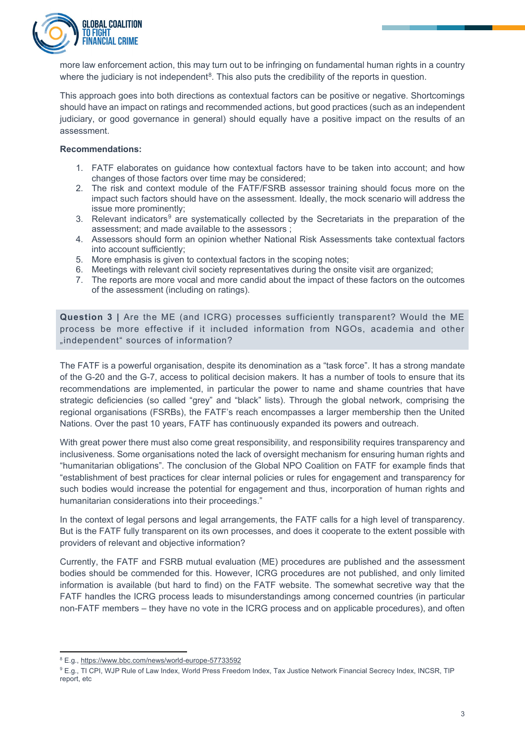more law enforcement action, this may turn out to be infringing on fundamental human rights in a country where the judiciary is not independent[8]. This also puts the credibility of the reports in question.

This approach goes into both directions as contextual factors can be positive or negative. Shortcomings should have an impact on ratings and recommended actions, but good practices (such as an independent judiciary, or good governance in general) should equally have a positive impact on the results of an assessment.

**Recommendations:**

1. FATF elaborates on guidance how contextual factors have to be taken into account; and how changes of those factors over time may be considered;
2. The risk and context module of the FATF/FSRB assessor training should focus more on the impact such factors should have on the assessment. Ideally, the mock scenario will address the issue more prominently;
3. Relevant indicators[9] are systematically collected by the Secretariats in the preparation of the assessment; and made available to the assessors ;
4. Assessors should form an opinion whether National Risk Assessments take contextual factors into account sufficiently;
5. More emphasis is given to contextual factors in the scoping notes;
6. Meetings with relevant civil society representatives during the onsite visit are organized;
7. The reports are more vocal and more candid about the impact of these factors on the outcomes of the assessment (including on ratings).

**Question 3 |** Are the ME (and ICRG) processes sufficiently transparent? Would the ME process be more effective if it included information from NGOs, academia and other „independent“ sources of information?

The FATF is a powerful organisation, despite its denomination as a “task force”. It has a strong mandate of the G-20 and the G-7, access to political decision makers. It has a number of tools to ensure that its recommendations are implemented, in particular the power to name and shame countries that have strategic deficiencies (so called “grey” and “black” lists). Through the global network, comprising the regional organisations (FSRBs), the FATF’s reach encompasses a larger membership then the United Nations. Over the past 10 years, FATF has continuously expanded its powers and outreach.

With great power there must also come great responsibility, and responsibility requires transparency and inclusiveness. Some organisations noted the lack of oversight mechanism for ensuring human rights and “humanitarian obligations”. The conclusion of the Global NPO Coalition on FATF for example finds that “establishment of best practices for clear internal policies or rules for engagement and transparency for such bodies would increase the potential for engagement and thus, incorporation of human rights and humanitarian considerations into their proceedings.”

In the context of legal persons and legal arrangements, the FATF calls for a high level of transparency. But is the FATF fully transparent on its own processes, and does it cooperate to the extent possible with providers of relevant and objective information?

Currently, the FATF and FSRB mutual evaluation (ME) procedures are published and the assessment bodies should be commended for this. However, ICRG procedures are not published, and only limited information is available (but hard to find) on the FATF website. The somewhat secretive way that the FATF handles the ICRG process leads to misunderstandings among concerned countries (in particular non-FATF members – they have no vote in the ICRG process and on applicable procedures), and often

[8] E.g., https://www.bbc.com/news/world-europe-57733592

[9] E.g., TI CPI, WJP Rule of Law Index, World Press Freedom Index, Tax Justice Network Financial Secrecy Index, INCSR, TIP report, etc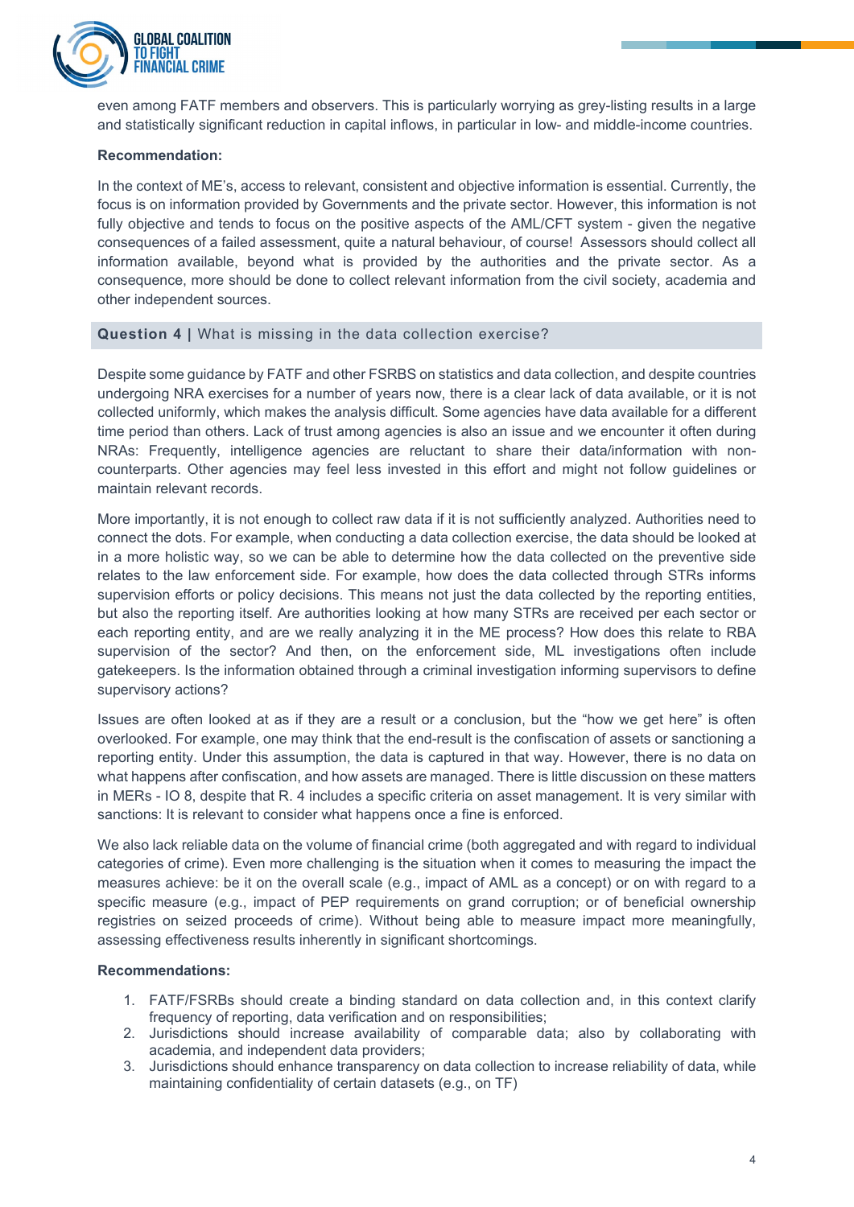even among FATF members and observers. This is particularly worrying as grey-listing results in a large and statistically significant reduction in capital inflows, in particular in low- and middle-income countries.

**Recommendation:**

In the context of ME's, access to relevant, consistent and objective information is essential. Currently, the focus is on information provided by Governments and the private sector. However, this information is not fully objective and tends to focus on the positive aspects of the AML/CFT system - given the negative consequences of a failed assessment, quite a natural behaviour, of course! Assessors should collect all information available, beyond what is provided by the authorities and the private sector. As a consequence, more should be done to collect relevant information from the civil society, academia and other independent sources.

### **Question 4 |** What is missing in the data collection exercise?

Despite some guidance by FATF and other FSRBS on statistics and data collection, and despite countries undergoing NRA exercises for a number of years now, there is a clear lack of data available, or it is not collected uniformly, which makes the analysis difficult. Some agencies have data available for a different time period than others. Lack of trust among agencies is also an issue and we encounter it often during NRAs: Frequently, intelligence agencies are reluctant to share their data/information with non-counterparts. Other agencies may feel less invested in this effort and might not follow guidelines or maintain relevant records.

More importantly, it is not enough to collect raw data if it is not sufficiently analyzed. Authorities need to connect the dots. For example, when conducting a data collection exercise, the data should be looked at in a more holistic way, so we can be able to determine how the data collected on the preventive side relates to the law enforcement side. For example, how does the data collected through STRs informs supervision efforts or policy decisions. This means not just the data collected by the reporting entities, but also the reporting itself. Are authorities looking at how many STRs are received per each sector or each reporting entity, and are we really analyzing it in the ME process? How does this relate to RBA supervision of the sector? And then, on the enforcement side, ML investigations often include gatekeepers. Is the information obtained through a criminal investigation informing supervisors to define supervisory actions?

Issues are often looked at as if they are a result or a conclusion, but the "how we get here" is often overlooked. For example, one may think that the end-result is the confiscation of assets or sanctioning a reporting entity. Under this assumption, the data is captured in that way. However, there is no data on what happens after confiscation, and how assets are managed. There is little discussion on these matters in MERs - IO 8, despite that R. 4 includes a specific criteria on asset management. It is very similar with sanctions: It is relevant to consider what happens once a fine is enforced.

We also lack reliable data on the volume of financial crime (both aggregated and with regard to individual categories of crime). Even more challenging is the situation when it comes to measuring the impact the measures achieve: be it on the overall scale (e.g., impact of AML as a concept) or on with regard to a specific measure (e.g., impact of PEP requirements on grand corruption; or of beneficial ownership registries on seized proceeds of crime). Without being able to measure impact more meaningfully, assessing effectiveness results inherently in significant shortcomings.

**Recommendations:**

1. FATF/FSRBs should create a binding standard on data collection and, in this context clarify frequency of reporting, data verification and on responsibilities;
2. Jurisdictions should increase availability of comparable data; also by collaborating with academia, and independent data providers;
3. Jurisdictions should enhance transparency on data collection to increase reliability of data, while maintaining confidentiality of certain datasets (e.g., on TF)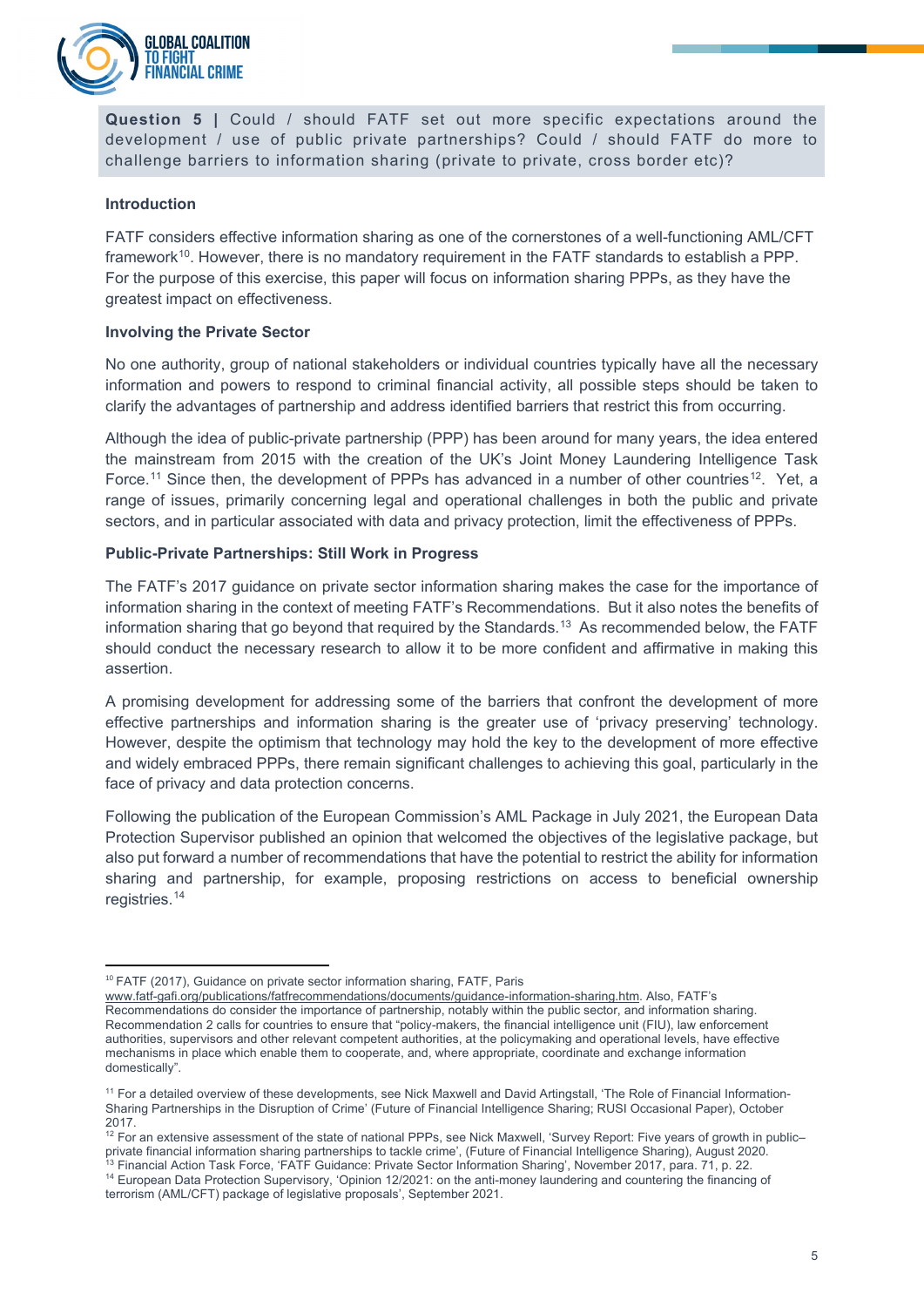**Question 5 |** Could / should FATF set out more specific expectations around the development / use of public private partnerships? Could / should FATF do more to challenge barriers to information sharing (private to private, cross border etc)?

**Introduction**

FATF considers effective information sharing as one of the cornerstones of a well-functioning AML/CFT framework[10]. However, there is no mandatory requirement in the FATF standards to establish a PPP. For the purpose of this exercise, this paper will focus on information sharing PPPs, as they have the greatest impact on effectiveness.

**Involving the Private Sector**

No one authority, group of national stakeholders or individual countries typically have all the necessary information and powers to respond to criminal financial activity, all possible steps should be taken to clarify the advantages of partnership and address identified barriers that restrict this from occurring.

Although the idea of public-private partnership (PPP) has been around for many years, the idea entered the mainstream from 2015 with the creation of the UK's Joint Money Laundering Intelligence Task Force.[11] Since then, the development of PPPs has advanced in a number of other countries[12]. Yet, a range of issues, primarily concerning legal and operational challenges in both the public and private sectors, and in particular associated with data and privacy protection, limit the effectiveness of PPPs.

**Public-Private Partnerships: Still Work in Progress**

The FATF's 2017 guidance on private sector information sharing makes the case for the importance of information sharing in the context of meeting FATF's Recommendations. But it also notes the benefits of information sharing that go beyond that required by the Standards.[13] As recommended below, the FATF should conduct the necessary research to allow it to be more confident and affirmative in making this assertion.

A promising development for addressing some of the barriers that confront the development of more effective partnerships and information sharing is the greater use of 'privacy preserving' technology. However, despite the optimism that technology may hold the key to the development of more effective and widely embraced PPPs, there remain significant challenges to achieving this goal, particularly in the face of privacy and data protection concerns.

Following the publication of the European Commission's AML Package in July 2021, the European Data Protection Supervisor published an opinion that welcomed the objectives of the legislative package, but also put forward a number of recommendations that have the potential to restrict the ability for information sharing and partnership, for example, proposing restrictions on access to beneficial ownership registries.[14]

---

[10] FATF (2017), Guidance on private sector information sharing, FATF, Paris www.fatf-gafi.org/publications/fatfrecommendations/documents/guidance-information-sharing.htm. Also, FATF's Recommendations do consider the importance of partnership, notably within the public sector, and information sharing. Recommendation 2 calls for countries to ensure that "policy-makers, the financial intelligence unit (FIU), law enforcement authorities, supervisors and other relevant competent authorities, at the policymaking and operational levels, have effective mechanisms in place which enable them to cooperate, and, where appropriate, coordinate and exchange information domestically".

[11] For a detailed overview of these developments, see Nick Maxwell and David Artingstall, 'The Role of Financial Information-Sharing Partnerships in the Disruption of Crime' (Future of Financial Intelligence Sharing; RUSI Occasional Paper), October 2017.

[12] For an extensive assessment of the state of national PPPs, see Nick Maxwell, 'Survey Report: Five years of growth in public–private financial information sharing partnerships to tackle crime', (Future of Financial Intelligence Sharing), August 2020.

[13] Financial Action Task Force, 'FATF Guidance: Private Sector Information Sharing', November 2017, para. 71, p. 22.

[14] European Data Protection Supervisory, 'Opinion 12/2021: on the anti-money laundering and countering the financing of terrorism (AML/CFT) package of legislative proposals', September 2021.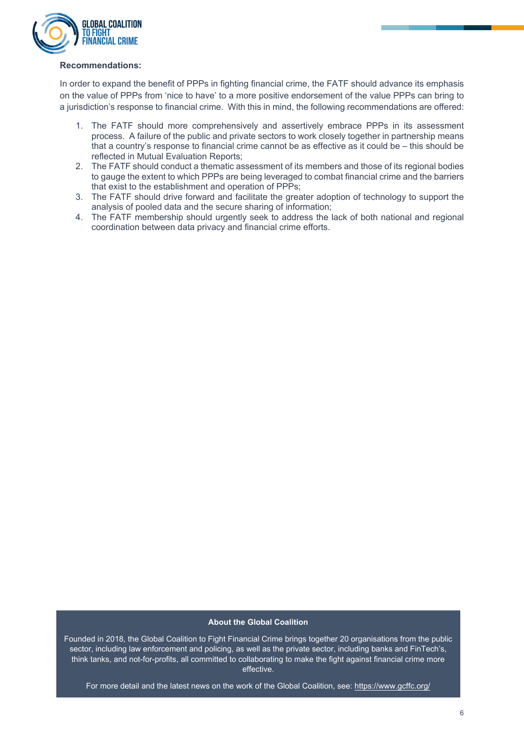**Recommendations:**

In order to expand the benefit of PPPs in fighting financial crime, the FATF should advance its emphasis on the value of PPPs from 'nice to have' to a more positive endorsement of the value PPPs can bring to a jurisdiction's response to financial crime. With this in mind, the following recommendations are offered:

1. The FATF should more comprehensively and assertively embrace PPPs in its assessment process. A failure of the public and private sectors to work closely together in partnership means that a country's response to financial crime cannot be as effective as it could be – this should be reflected in Mutual Evaluation Reports;
2. The FATF should conduct a thematic assessment of its members and those of its regional bodies to gauge the extent to which PPPs are being leveraged to combat financial crime and the barriers that exist to the establishment and operation of PPPs;
3. The FATF should drive forward and facilitate the greater adoption of technology to support the analysis of pooled data and the secure sharing of information;
4. The FATF membership should urgently seek to address the lack of both national and regional coordination between data privacy and financial crime efforts.

**About the Global Coalition**

Founded in 2018, the Global Coalition to Fight Financial Crime brings together 20 organisations from the public sector, including law enforcement and policing, as well as the private sector, including banks and FinTech's, think tanks, and not-for-profits, all committed to collaborating to make the fight against financial crime more effective.

For more detail and the latest news on the work of the Global Coalition, see: https://www.gcffc.org/